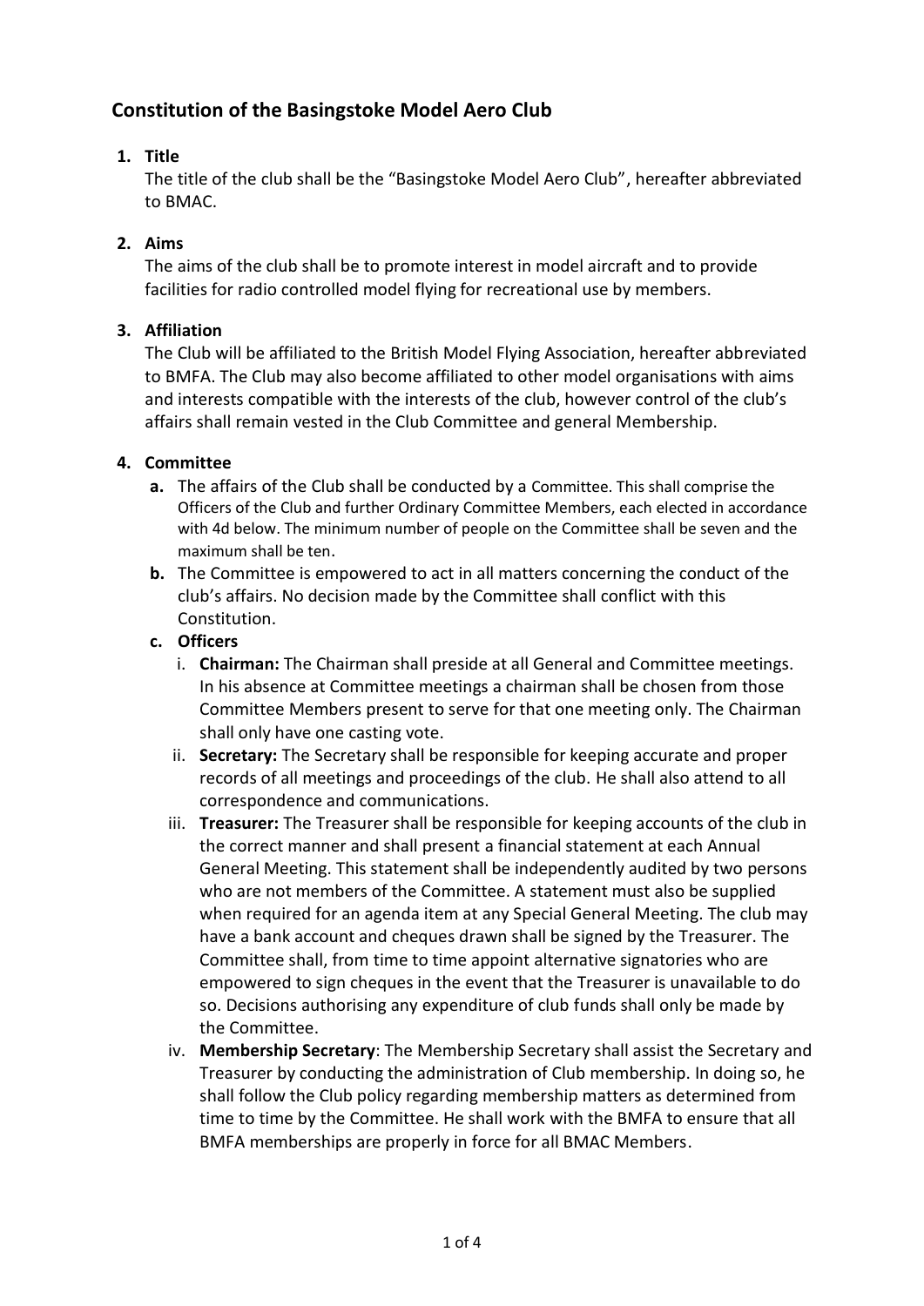# Constitution of the Basingstoke Model Aero Club

1. **Title**

   The title of the club shall be the "Basingstoke Model Aero Club", hereafter abbreviated to BMAC.

2. **Aims**

   The aims of the club shall be to promote interest in model aircraft and to provide facilities for radio controlled model flying for recreational use by members.

3. **Affiliation**

   The Club will be affiliated to the British Model Flying Association, hereafter abbreviated to BMFA. The Club may also become affiliated to other model organisations with aims and interests compatible with the interests of the club, however control of the club's affairs shall remain vested in the Club Committee and general Membership.

4. **Committee**

   a. The affairs of the Club shall be conducted by a Committee. This shall comprise the Officers of the Club and further Ordinary Committee Members, each elected in accordance with 4d below. The minimum number of people on the Committee shall be seven and the maximum shall be ten.

   b. The Committee is empowered to act in all matters concerning the conduct of the club's affairs. No decision made by the Committee shall conflict with this Constitution.

   c. **Officers**

      i. **Chairman:** The Chairman shall preside at all General and Committee meetings. In his absence at Committee meetings a chairman shall be chosen from those Committee Members present to serve for that one meeting only. The Chairman shall only have one casting vote.

      ii. **Secretary:** The Secretary shall be responsible for keeping accurate and proper records of all meetings and proceedings of the club. He shall also attend to all correspondence and communications.

      iii. **Treasurer:** The Treasurer shall be responsible for keeping accounts of the club in the correct manner and shall present a financial statement at each Annual General Meeting. This statement shall be independently audited by two persons who are not members of the Committee. A statement must also be supplied when required for an agenda item at any Special General Meeting. The club may have a bank account and cheques drawn shall be signed by the Treasurer. The Committee shall, from time to time appoint alternative signatories who are empowered to sign cheques in the event that the Treasurer is unavailable to do so. Decisions authorising any expenditure of club funds shall only be made by the Committee.

      iv. **Membership Secretary**: The Membership Secretary shall assist the Secretary and Treasurer by conducting the administration of Club membership. In doing so, he shall follow the Club policy regarding membership matters as determined from time to time by the Committee. He shall work with the BMFA to ensure that all BMFA memberships are properly in force for all BMAC Members.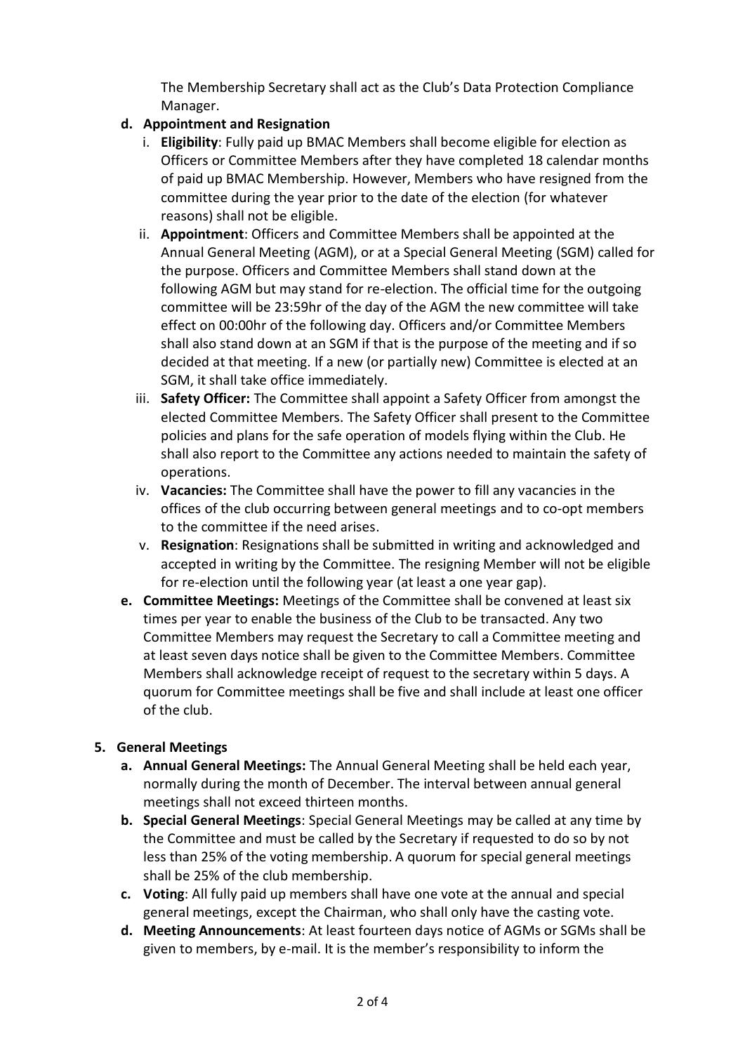The Membership Secretary shall act as the Club's Data Protection Compliance Manager.

- **d. Appointment and Resignation**
    - i. **Eligibility**: Fully paid up BMAC Members shall become eligible for election as Officers or Committee Members after they have completed 18 calendar months of paid up BMAC Membership. However, Members who have resigned from the committee during the year prior to the date of the election (for whatever reasons) shall not be eligible.
    - ii. **Appointment**: Officers and Committee Members shall be appointed at the Annual General Meeting (AGM), or at a Special General Meeting (SGM) called for the purpose. Officers and Committee Members shall stand down at the following AGM but may stand for re-election. The official time for the outgoing committee will be 23:59hr of the day of the AGM the new committee will take effect on 00:00hr of the following day. Officers and/or Committee Members shall also stand down at an SGM if that is the purpose of the meeting and if so decided at that meeting. If a new (or partially new) Committee is elected at an SGM, it shall take office immediately.
    - iii. **Safety Officer:** The Committee shall appoint a Safety Officer from amongst the elected Committee Members. The Safety Officer shall present to the Committee policies and plans for the safe operation of models flying within the Club. He shall also report to the Committee any actions needed to maintain the safety of operations.
    - iv. **Vacancies:** The Committee shall have the power to fill any vacancies in the offices of the club occurring between general meetings and to co-opt members to the committee if the need arises.
    - v. **Resignation**: Resignations shall be submitted in writing and acknowledged and accepted in writing by the Committee. The resigning Member will not be eligible for re-election until the following year (at least a one year gap).
- **e. Committee Meetings:** Meetings of the Committee shall be convened at least six times per year to enable the business of the Club to be transacted. Any two Committee Members may request the Secretary to call a Committee meeting and at least seven days notice shall be given to the Committee Members. Committee Members shall acknowledge receipt of request to the secretary within 5 days. A quorum for Committee meetings shall be five and shall include at least one officer of the club.

## 5. General Meetings

- **a. Annual General Meetings:** The Annual General Meeting shall be held each year, normally during the month of December. The interval between annual general meetings shall not exceed thirteen months.
- **b. Special General Meetings**: Special General Meetings may be called at any time by the Committee and must be called by the Secretary if requested to do so by not less than 25% of the voting membership. A quorum for special general meetings shall be 25% of the club membership.
- **c. Voting**: All fully paid up members shall have one vote at the annual and special general meetings, except the Chairman, who shall only have the casting vote.
- **d. Meeting Announcements**: At least fourteen days notice of AGMs or SGMs shall be given to members, by e-mail. It is the member's responsibility to inform the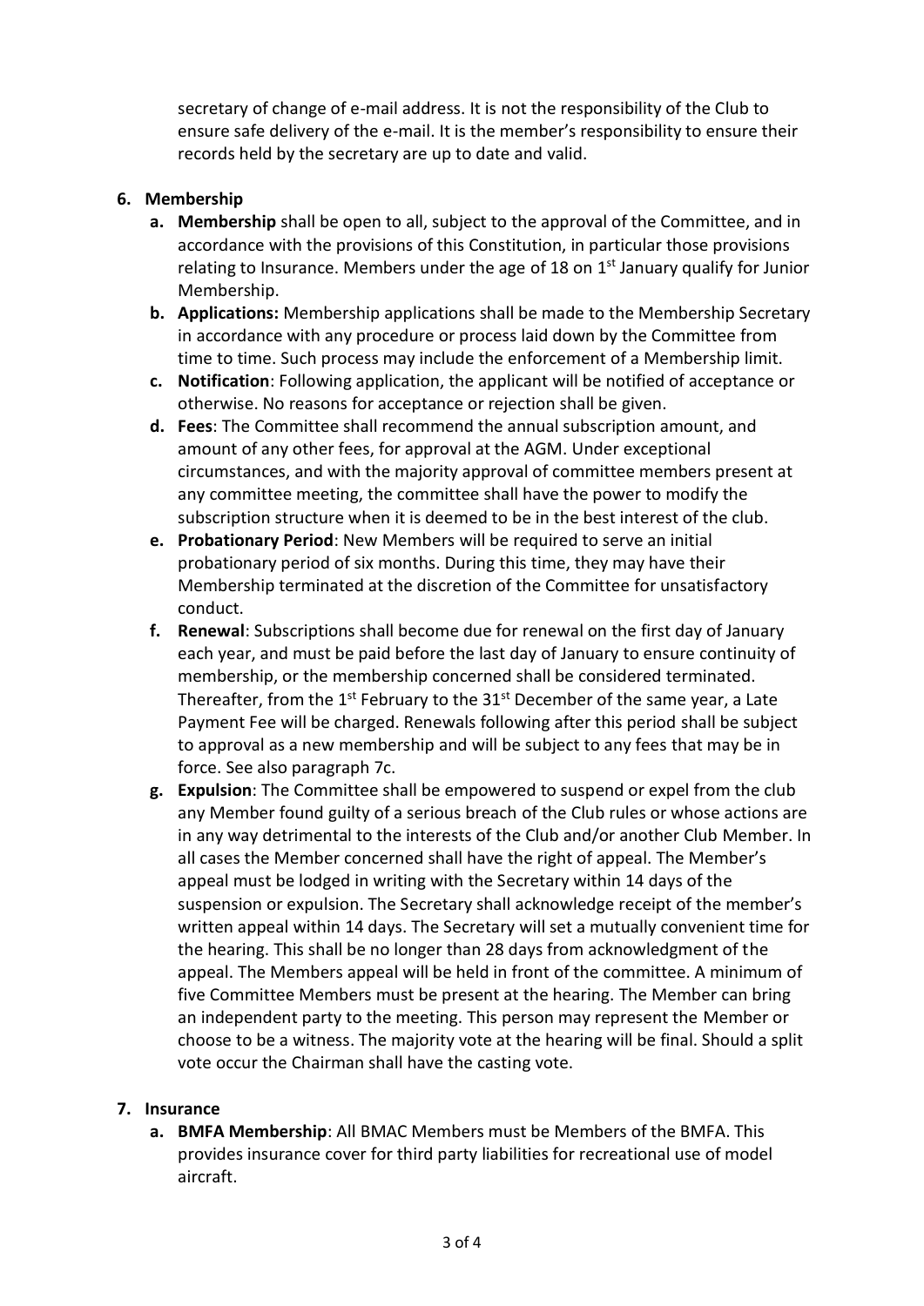secretary of change of e-mail address. It is not the responsibility of the Club to ensure safe delivery of the e-mail. It is the member's responsibility to ensure their records held by the secretary are up to date and valid.

## 6. Membership

a. **Membership** shall be open to all, subject to the approval of the Committee, and in accordance with the provisions of this Constitution, in particular those provisions relating to Insurance. Members under the age of 18 on 1st January qualify for Junior Membership.

b. **Applications:** Membership applications shall be made to the Membership Secretary in accordance with any procedure or process laid down by the Committee from time to time. Such process may include the enforcement of a Membership limit.

c. **Notification**: Following application, the applicant will be notified of acceptance or otherwise. No reasons for acceptance or rejection shall be given.

d. **Fees**: The Committee shall recommend the annual subscription amount, and amount of any other fees, for approval at the AGM. Under exceptional circumstances, and with the majority approval of committee members present at any committee meeting, the committee shall have the power to modify the subscription structure when it is deemed to be in the best interest of the club.

e. **Probationary Period**: New Members will be required to serve an initial probationary period of six months. During this time, they may have their Membership terminated at the discretion of the Committee for unsatisfactory conduct.

f. **Renewal**: Subscriptions shall become due for renewal on the first day of January each year, and must be paid before the last day of January to ensure continuity of membership, or the membership concerned shall be considered terminated. Thereafter, from the 1st February to the 31st December of the same year, a Late Payment Fee will be charged. Renewals following after this period shall be subject to approval as a new membership and will be subject to any fees that may be in force. See also paragraph 7c.

g. **Expulsion**: The Committee shall be empowered to suspend or expel from the club any Member found guilty of a serious breach of the Club rules or whose actions are in any way detrimental to the interests of the Club and/or another Club Member. In all cases the Member concerned shall have the right of appeal. The Member's appeal must be lodged in writing with the Secretary within 14 days of the suspension or expulsion. The Secretary shall acknowledge receipt of the member's written appeal within 14 days. The Secretary will set a mutually convenient time for the hearing. This shall be no longer than 28 days from acknowledgment of the appeal. The Members appeal will be held in front of the committee. A minimum of five Committee Members must be present at the hearing. The Member can bring an independent party to the meeting. This person may represent the Member or choose to be a witness. The majority vote at the hearing will be final. Should a split vote occur the Chairman shall have the casting vote.

## 7. Insurance

a. **BMFA Membership**: All BMAC Members must be Members of the BMFA. This provides insurance cover for third party liabilities for recreational use of model aircraft.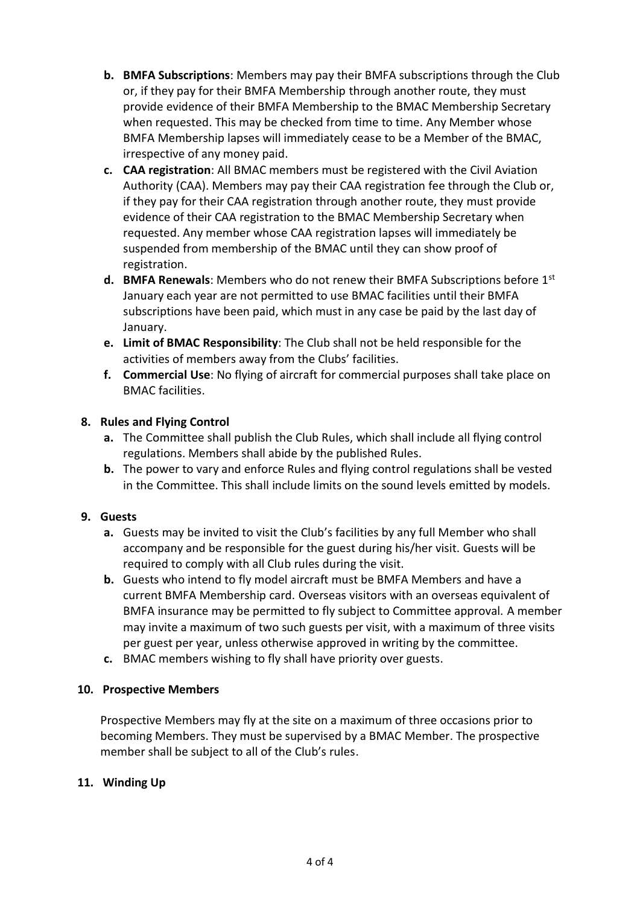- **b. BMFA Subscriptions**: Members may pay their BMFA subscriptions through the Club or, if they pay for their BMFA Membership through another route, they must provide evidence of their BMFA Membership to the BMAC Membership Secretary when requested. This may be checked from time to time. Any Member whose BMFA Membership lapses will immediately cease to be a Member of the BMAC, irrespective of any money paid.
- **c. CAA registration**: All BMAC members must be registered with the Civil Aviation Authority (CAA). Members may pay their CAA registration fee through the Club or, if they pay for their CAA registration through another route, they must provide evidence of their CAA registration to the BMAC Membership Secretary when requested. Any member whose CAA registration lapses will immediately be suspended from membership of the BMAC until they can show proof of registration.
- **d. BMFA Renewals**: Members who do not renew their BMFA Subscriptions before 1st January each year are not permitted to use BMAC facilities until their BMFA subscriptions have been paid, which must in any case be paid by the last day of January.
- **e. Limit of BMAC Responsibility**: The Club shall not be held responsible for the activities of members away from the Clubs' facilities.
- **f. Commercial Use**: No flying of aircraft for commercial purposes shall take place on BMAC facilities.

**8. Rules and Flying Control**

- **a.** The Committee shall publish the Club Rules, which shall include all flying control regulations. Members shall abide by the published Rules.
- **b.** The power to vary and enforce Rules and flying control regulations shall be vested in the Committee. This shall include limits on the sound levels emitted by models.

**9. Guests**

- **a.** Guests may be invited to visit the Club's facilities by any full Member who shall accompany and be responsible for the guest during his/her visit. Guests will be required to comply with all Club rules during the visit.
- **b.** Guests who intend to fly model aircraft must be BMFA Members and have a current BMFA Membership card. Overseas visitors with an overseas equivalent of BMFA insurance may be permitted to fly subject to Committee approval. A member may invite a maximum of two such guests per visit, with a maximum of three visits per guest per year, unless otherwise approved in writing by the committee.
- **c.** BMAC members wishing to fly shall have priority over guests.

**10. Prospective Members**

Prospective Members may fly at the site on a maximum of three occasions prior to becoming Members. They must be supervised by a BMAC Member. The prospective member shall be subject to all of the Club's rules.

**11. Winding Up**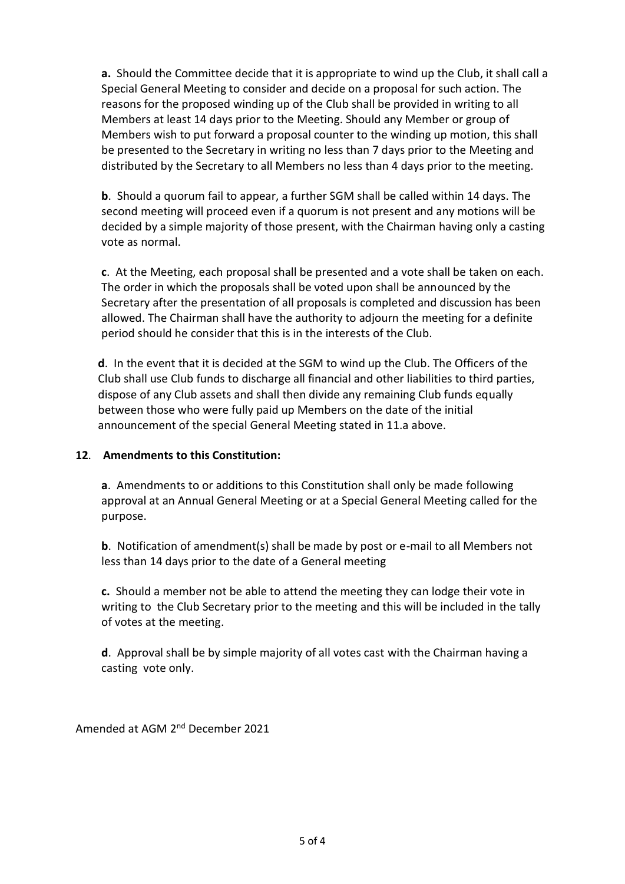**a.** Should the Committee decide that it is appropriate to wind up the Club, it shall call a Special General Meeting to consider and decide on a proposal for such action. The reasons for the proposed winding up of the Club shall be provided in writing to all Members at least 14 days prior to the Meeting. Should any Member or group of Members wish to put forward a proposal counter to the winding up motion, this shall be presented to the Secretary in writing no less than 7 days prior to the Meeting and distributed by the Secretary to all Members no less than 4 days prior to the meeting.

**b**. Should a quorum fail to appear, a further SGM shall be called within 14 days. The second meeting will proceed even if a quorum is not present and any motions will be decided by a simple majority of those present, with the Chairman having only a casting vote as normal.

**c**. At the Meeting, each proposal shall be presented and a vote shall be taken on each. The order in which the proposals shall be voted upon shall be announced by the Secretary after the presentation of all proposals is completed and discussion has been allowed. The Chairman shall have the authority to adjourn the meeting for a definite period should he consider that this is in the interests of the Club.

**d**. In the event that it is decided at the SGM to wind up the Club. The Officers of the Club shall use Club funds to discharge all financial and other liabilities to third parties, dispose of any Club assets and shall then divide any remaining Club funds equally between those who were fully paid up Members on the date of the initial announcement of the special General Meeting stated in 11.a above.

**12**. **Amendments to this Constitution:**

**a**. Amendments to or additions to this Constitution shall only be made following approval at an Annual General Meeting or at a Special General Meeting called for the purpose.

**b**. Notification of amendment(s) shall be made by post or e-mail to all Members not less than 14 days prior to the date of a General meeting

**c.** Should a member not be able to attend the meeting they can lodge their vote in writing to the Club Secretary prior to the meeting and this will be included in the tally of votes at the meeting.

**d**. Approval shall be by simple majority of all votes cast with the Chairman having a casting vote only.

Amended at AGM 2nd December 2021